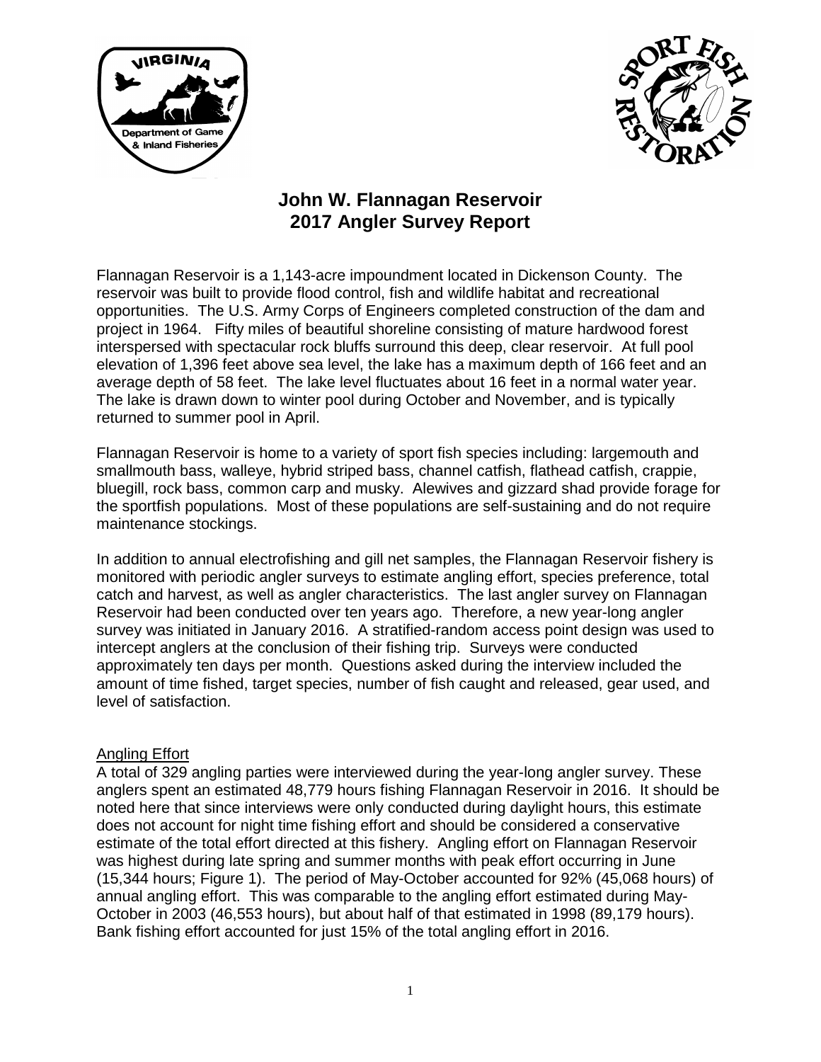# John W. Flannagan Reservoir
# 2017 Angler Survey Report

Flannagan Reservoir is a 1,143-acre impoundment located in Dickenson County. The reservoir was built to provide flood control, fish and wildlife habitat and recreational opportunities. The U.S. Army Corps of Engineers completed construction of the dam and project in 1964. Fifty miles of beautiful shoreline consisting of mature hardwood forest interspersed with spectacular rock bluffs surround this deep, clear reservoir. At full pool elevation of 1,396 feet above sea level, the lake has a maximum depth of 166 feet and an average depth of 58 feet. The lake level fluctuates about 16 feet in a normal water year. The lake is drawn down to winter pool during October and November, and is typically returned to summer pool in April.

Flannagan Reservoir is home to a variety of sport fish species including: largemouth and smallmouth bass, walleye, hybrid striped bass, channel catfish, flathead catfish, crappie, bluegill, rock bass, common carp and musky. Alewives and gizzard shad provide forage for the sportfish populations. Most of these populations are self-sustaining and do not require maintenance stockings.

In addition to annual electrofishing and gill net samples, the Flannagan Reservoir fishery is monitored with periodic angler surveys to estimate angling effort, species preference, total catch and harvest, as well as angler characteristics. The last angler survey on Flannagan Reservoir had been conducted over ten years ago. Therefore, a new year-long angler survey was initiated in January 2016. A stratified-random access point design was used to intercept anglers at the conclusion of their fishing trip. Surveys were conducted approximately ten days per month. Questions asked during the interview included the amount of time fished, target species, number of fish caught and released, gear used, and level of satisfaction.

## Angling Effort

A total of 329 angling parties were interviewed during the year-long angler survey. These anglers spent an estimated 48,779 hours fishing Flannagan Reservoir in 2016. It should be noted here that since interviews were only conducted during daylight hours, this estimate does not account for night time fishing effort and should be considered a conservative estimate of the total effort directed at this fishery. Angling effort on Flannagan Reservoir was highest during late spring and summer months with peak effort occurring in June (15,344 hours; Figure 1). The period of May-October accounted for 92% (45,068 hours) of annual angling effort. This was comparable to the angling effort estimated during May-October in 2003 (46,553 hours), but about half of that estimated in 1998 (89,179 hours). Bank fishing effort accounted for just 15% of the total angling effort in 2016.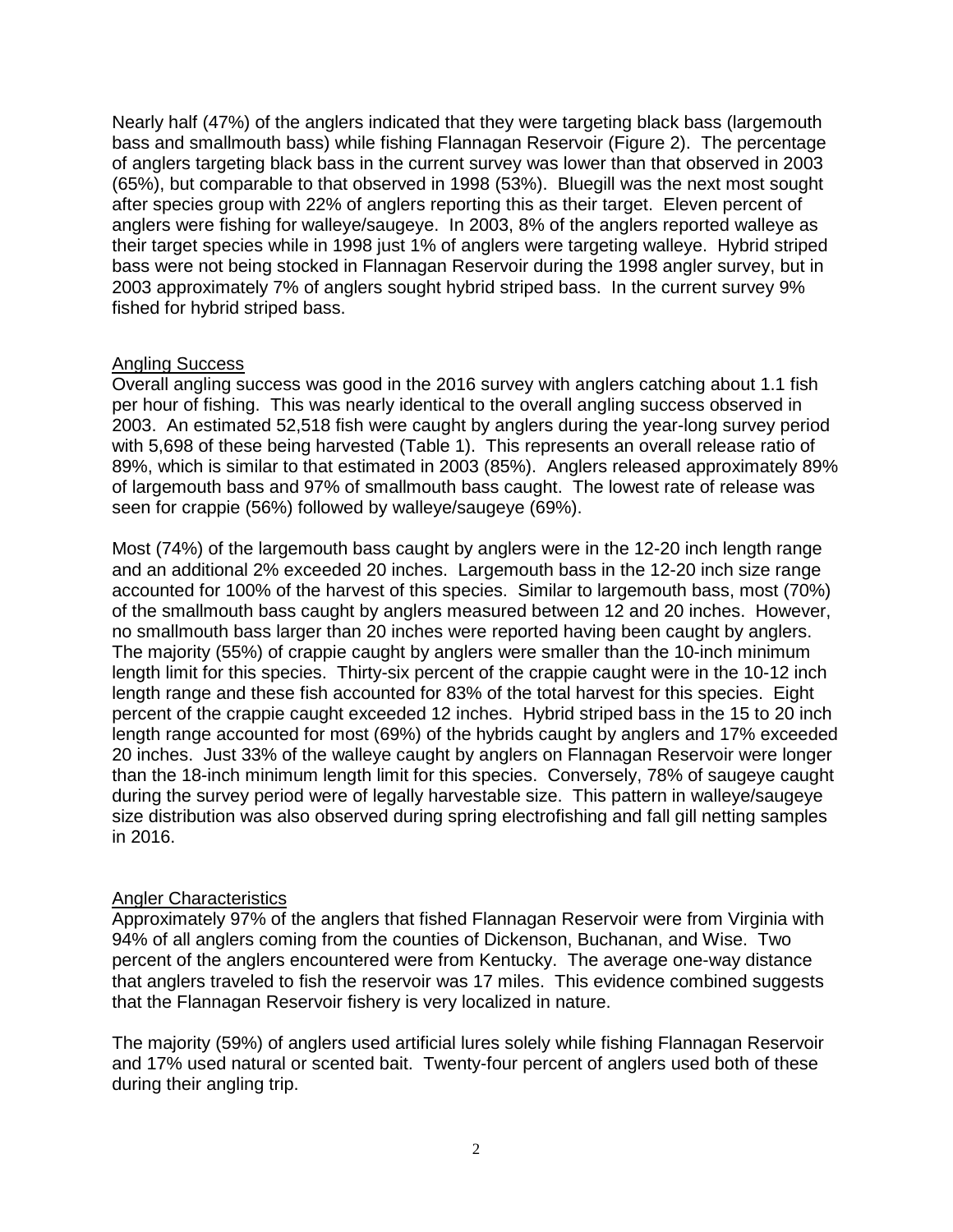Nearly half (47%) of the anglers indicated that they were targeting black bass (largemouth bass and smallmouth bass) while fishing Flannagan Reservoir (Figure 2). The percentage of anglers targeting black bass in the current survey was lower than that observed in 2003 (65%), but comparable to that observed in 1998 (53%). Bluegill was the next most sought after species group with 22% of anglers reporting this as their target. Eleven percent of anglers were fishing for walleye/saugeye. In 2003, 8% of the anglers reported walleye as their target species while in 1998 just 1% of anglers were targeting walleye. Hybrid striped bass were not being stocked in Flannagan Reservoir during the 1998 angler survey, but in 2003 approximately 7% of anglers sought hybrid striped bass. In the current survey 9% fished for hybrid striped bass.

## Angling Success

Overall angling success was good in the 2016 survey with anglers catching about 1.1 fish per hour of fishing. This was nearly identical to the overall angling success observed in 2003. An estimated 52,518 fish were caught by anglers during the year-long survey period with 5,698 of these being harvested (Table 1). This represents an overall release ratio of 89%, which is similar to that estimated in 2003 (85%). Anglers released approximately 89% of largemouth bass and 97% of smallmouth bass caught. The lowest rate of release was seen for crappie (56%) followed by walleye/saugeye (69%).

Most (74%) of the largemouth bass caught by anglers were in the 12-20 inch length range and an additional 2% exceeded 20 inches. Largemouth bass in the 12-20 inch size range accounted for 100% of the harvest of this species. Similar to largemouth bass, most (70%) of the smallmouth bass caught by anglers measured between 12 and 20 inches. However, no smallmouth bass larger than 20 inches were reported having been caught by anglers. The majority (55%) of crappie caught by anglers were smaller than the 10-inch minimum length limit for this species. Thirty-six percent of the crappie caught were in the 10-12 inch length range and these fish accounted for 83% of the total harvest for this species. Eight percent of the crappie caught exceeded 12 inches. Hybrid striped bass in the 15 to 20 inch length range accounted for most (69%) of the hybrids caught by anglers and 17% exceeded 20 inches. Just 33% of the walleye caught by anglers on Flannagan Reservoir were longer than the 18-inch minimum length limit for this species. Conversely, 78% of saugeye caught during the survey period were of legally harvestable size. This pattern in walleye/saugeye size distribution was also observed during spring electrofishing and fall gill netting samples in 2016.

## Angler Characteristics

Approximately 97% of the anglers that fished Flannagan Reservoir were from Virginia with 94% of all anglers coming from the counties of Dickenson, Buchanan, and Wise. Two percent of the anglers encountered were from Kentucky. The average one-way distance that anglers traveled to fish the reservoir was 17 miles. This evidence combined suggests that the Flannagan Reservoir fishery is very localized in nature.

The majority (59%) of anglers used artificial lures solely while fishing Flannagan Reservoir and 17% used natural or scented bait. Twenty-four percent of anglers used both of these during their angling trip.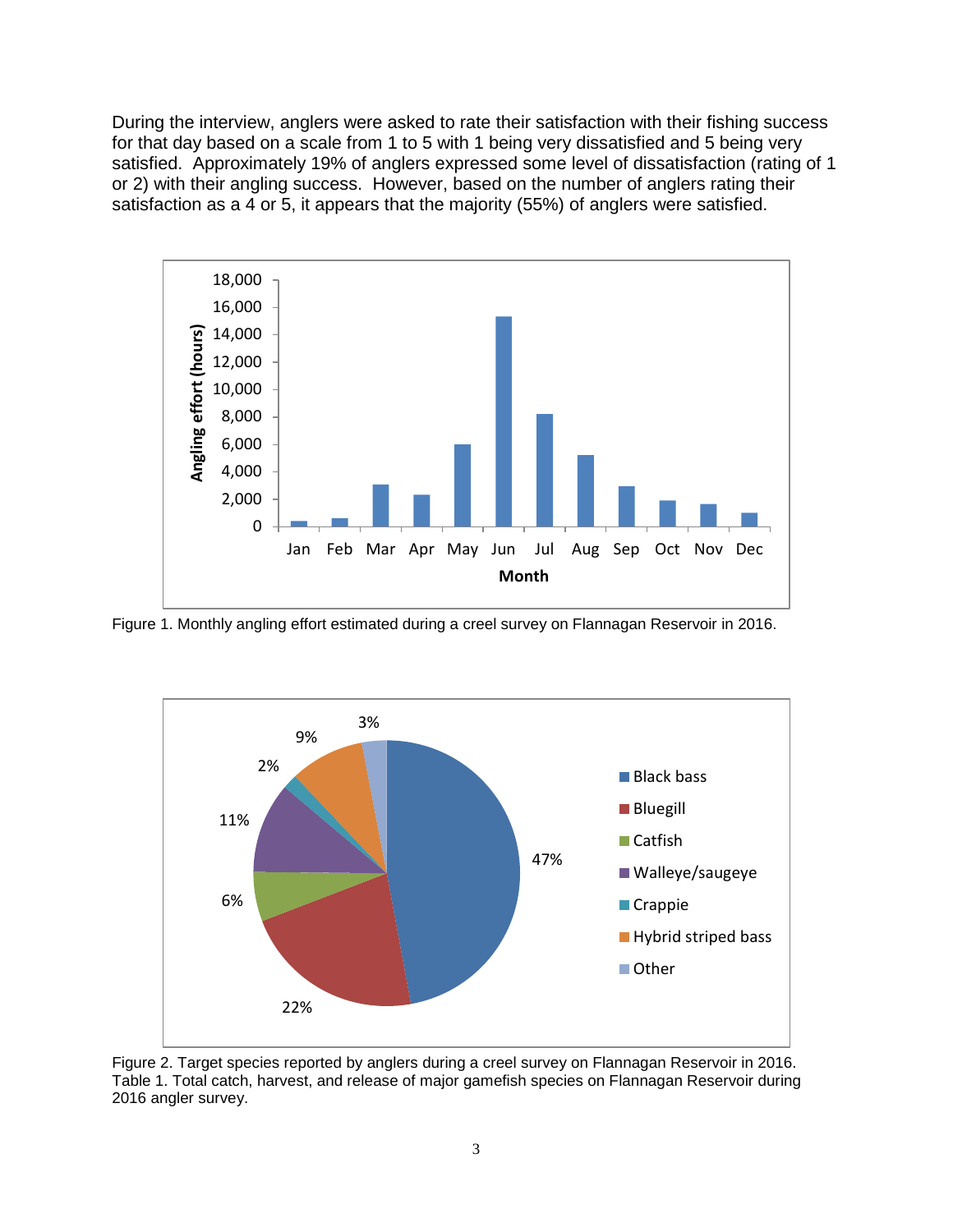During the interview, anglers were asked to rate their satisfaction with their fishing success for that day based on a scale from 1 to 5 with 1 being very dissatisfied and 5 being very satisfied. Approximately 19% of anglers expressed some level of dissatisfaction (rating of 1 or 2) with their angling success. However, based on the number of anglers rating their satisfaction as a 4 or 5, it appears that the majority (55%) of anglers were satisfied.

Figure 1. Monthly angling effort estimated during a creel survey on Flannagan Reservoir in 2016.

Figure 2. Target species reported by anglers during a creel survey on Flannagan Reservoir in 2016.

Table 1. Total catch, harvest, and release of major gamefish species on Flannagan Reservoir during 2016 angler survey.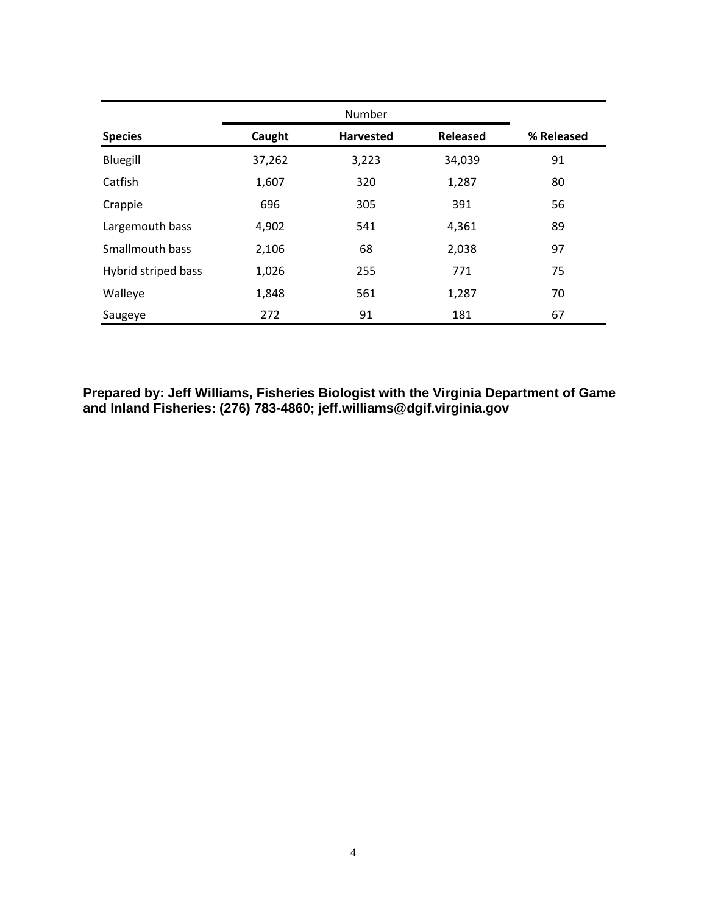| | Number | | | |
|---|---|---|---|---|
| **Species** | **Caught** | **Harvested** | **Released** | **% Released** |
| Bluegill | 37,262 | 3,223 | 34,039 | 91 |
| Catfish | 1,607 | 320 | 1,287 | 80 |
| Crappie | 696 | 305 | 391 | 56 |
| Largemouth bass | 4,902 | 541 | 4,361 | 89 |
| Smallmouth bass | 2,106 | 68 | 2,038 | 97 |
| Hybrid striped bass | 1,026 | 255 | 771 | 75 |
| Walleye | 1,848 | 561 | 1,287 | 70 |
| Saugeye | 272 | 91 | 181 | 67 |

**Prepared by: Jeff Williams, Fisheries Biologist with the Virginia Department of Game and Inland Fisheries: (276) 783-4860; jeff.williams@dgif.virginia.gov**